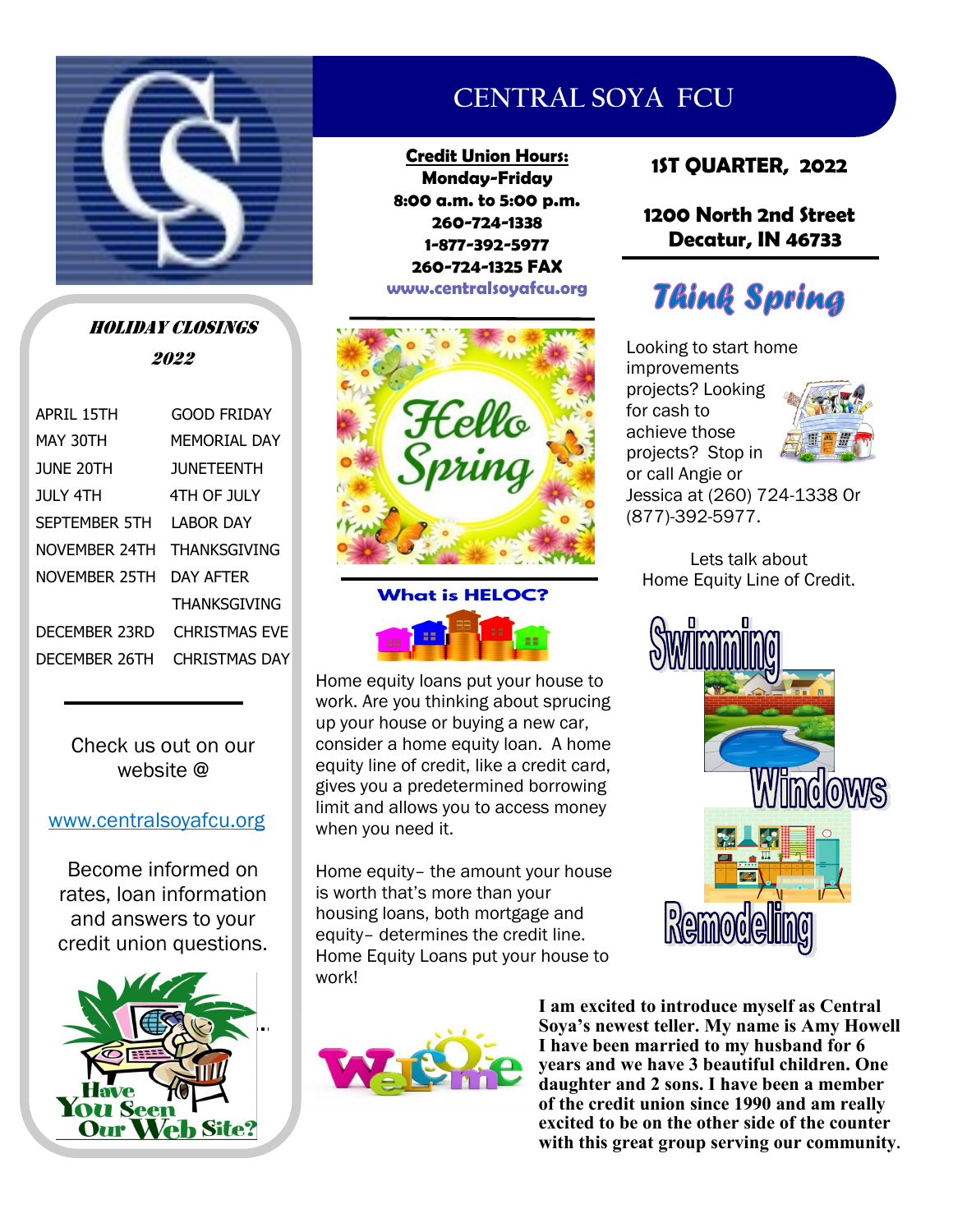# CENTRAL SOYA FCU

**1ST QUARTER, 2022**

**1200 North 2nd Street**
**Decatur, IN 46733**

**Credit Union Hours:**
**Monday-Friday**
**8:00 a.m. to 5:00 p.m.**
**260-724-1338**
**1-877-392-5977**
**260-724-1325 FAX**
**www.centralsoyafcu.org**

## *HOLIDAY CLOSINGS 2022*

| | |
|---|---|
| APRIL 15TH | GOOD FRIDAY |
| MAY 30TH | MEMORIAL DAY |
| JUNE 20TH | JUNETEENTH |
| JULY 4TH | 4TH OF JULY |
| SEPTEMBER 5TH | LABOR DAY |
| NOVEMBER 24TH | THANKSGIVING |
| NOVEMBER 25TH | DAY AFTER THANKSGIVING |
| DECEMBER 23RD | CHRISTMAS EVE |
| DECEMBER 26TH | CHRISTMAS DAY |

Check us out on our website @

www.centralsoyafcu.org

Become informed on rates, loan information and answers to your credit union questions.

Have You Seen Our Web Site?

Hello Spring

## What is HELOC?

Home equity loans put your house to work. Are you thinking about sprucing up your house or buying a new car, consider a home equity loan. A home equity line of credit, like a credit card, gives you a predetermined borrowing limit and allows you to access money when you need it.

Home equity– the amount your house is worth that's more than your housing loans, both mortgage and equity– determines the credit line. Home Equity Loans put your house to work!

## *Think Spring*

Looking to start home improvements projects? Looking for cash to achieve those projects? Stop in or call Angie or Jessica at (260) 724-1338 Or (877)-392-5977.

Lets talk about Home Equity Line of Credit.

Swimming

Windows

Remodeling

Welcome

**I am excited to introduce myself as Central Soya's newest teller. My name is Amy Howell I have been married to my husband for 6 years and we have 3 beautiful children. One daughter and 2 sons. I have been a member of the credit union since 1990 and am really excited to be on the other side of the counter with this great group serving our community.**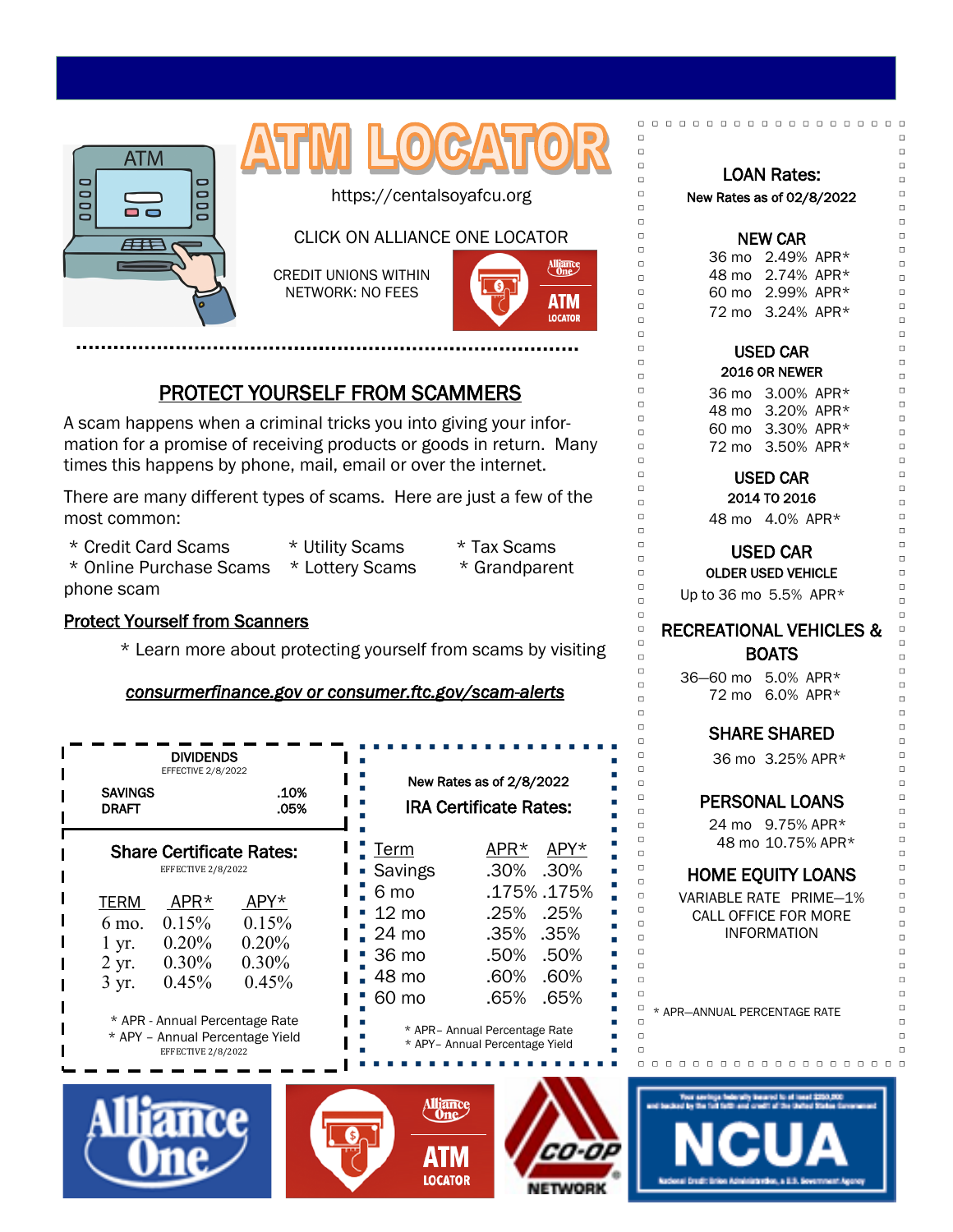# ATM LOCATOR

https://centalsoyafcu.org

CLICK ON ALLIANCE ONE LOCATOR

CREDIT UNIONS WITHIN NETWORK: NO FEES

## PROTECT YOURSELF FROM SCAMMERS

A scam happens when a criminal tricks you into giving your information for a promise of receiving products or goods in return. Many times this happens by phone, mail, email or over the internet.

There are many different types of scams. Here are just a few of the most common:

* Credit Card Scams
* Utility Scams
* Tax Scams
* Online Purchase Scams
* Lottery Scams
* Grandparent phone scam

### Protect Yourself from Scanners

* Learn more about protecting yourself from scams by visiting

***consurmerfinance.gov or consumer.ftc.gov/scam-alerts***

### DIVIDENDS

EFFECTIVE 2/8/2022

| | |
|---|---|
| SAVINGS | .10% |
| DRAFT | .05% |

### Share Certificate Rates:

EFFECTIVE 2/8/2022

| TERM | APR* | APY* |
|---|---|---|
| 6 mo. | 0.15% | 0.15% |
| 1 yr. | 0.20% | 0.20% |
| 2 yr. | 0.30% | 0.30% |
| 3 yr. | 0.45% | 0.45% |

* APR - Annual Percentage Rate
* APY – Annual Percentage Yield

EFFECTIVE 2/8/2022

New Rates as of 2/8/2022

### IRA Certificate Rates:

| Term | APR* | APY* |
|---|---|---|
| Savings | .30% | .30% |
| 6 mo | .175% | .175% |
| 12 mo | .25% | .25% |
| 24 mo | .35% | .35% |
| 36 mo | .50% | .50% |
| 48 mo | .60% | .60% |
| 60 mo | .65% | .65% |

* APR– Annual Percentage Rate
* APY– Annual Percentage Yield

### LOAN Rates:

New Rates as of 02/8/2022

**NEW CAR**

36 mo 2.49% APR*
48 mo 2.74% APR*
60 mo 2.99% APR*
72 mo 3.24% APR*

**USED CAR**
**2016 OR NEWER**

36 mo 3.00% APR*
48 mo 3.20% APR*
60 mo 3.30% APR*
72 mo 3.50% APR*

**USED CAR**
**2014 TO 2016**

48 mo 4.0% APR*

**USED CAR**
**OLDER USED VEHICLE**

Up to 36 mo 5.5% APR*

**RECREATIONAL VEHICLES & BOATS**

36–60 mo 5.0% APR*
72 mo 6.0% APR*

**SHARE SHARED**

36 mo 3.25% APR*

**PERSONAL LOANS**

24 mo 9.75% APR*
48 mo 10.75% APR*

**HOME EQUITY LOANS**

VARIABLE RATE PRIME—1%
CALL OFFICE FOR MORE INFORMATION

* APR—ANNUAL PERCENTAGE RATE